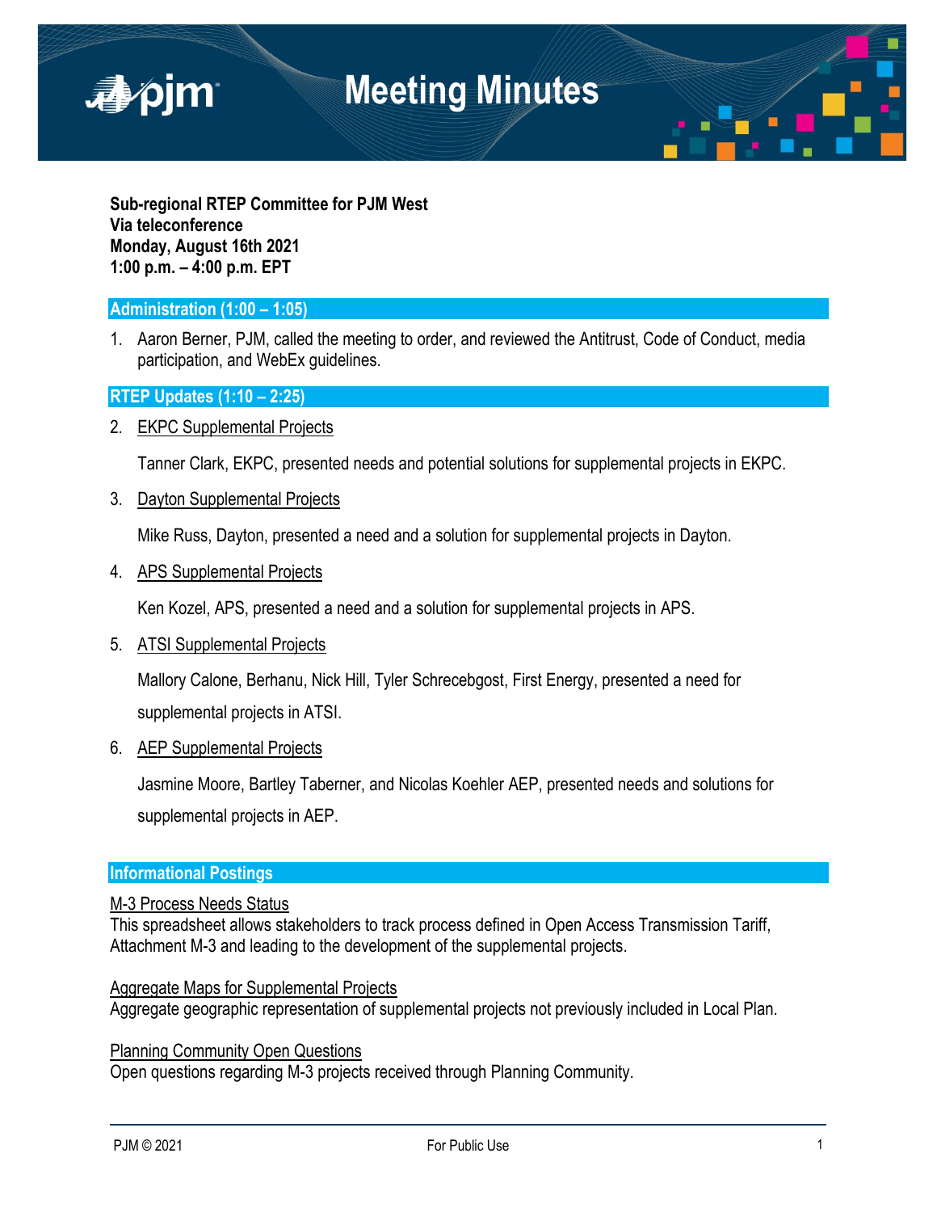# Meeting Minutes

**Sub-regional RTEP Committee for PJM West**
**Via teleconference**
**Monday, August 16th 2021**
**1:00 p.m. – 4:00 p.m. EPT**

## Administration (1:00 – 1:05)

1. Aaron Berner, PJM, called the meeting to order, and reviewed the Antitrust, Code of Conduct, media participation, and WebEx guidelines.

## RTEP Updates (1:10 – 2:25)

2. EKPC Supplemental Projects

   Tanner Clark, EKPC, presented needs and potential solutions for supplemental projects in EKPC.

3. Dayton Supplemental Projects

   Mike Russ, Dayton, presented a need and a solution for supplemental projects in Dayton.

4. APS Supplemental Projects

   Ken Kozel, APS, presented a need and a solution for supplemental projects in APS.

5. ATSI Supplemental Projects

   Mallory Calone, Berhanu, Nick Hill, Tyler Schrecebgost, First Energy, presented a need for supplemental projects in ATSI.

6. AEP Supplemental Projects

   Jasmine Moore, Bartley Taberner, and Nicolas Koehler AEP, presented needs and solutions for supplemental projects in AEP.

## Informational Postings

M-3 Process Needs Status
This spreadsheet allows stakeholders to track process defined in Open Access Transmission Tariff, Attachment M-3 and leading to the development of the supplemental projects.

Aggregate Maps for Supplemental Projects
Aggregate geographic representation of supplemental projects not previously included in Local Plan.

Planning Community Open Questions
Open questions regarding M-3 projects received through Planning Community.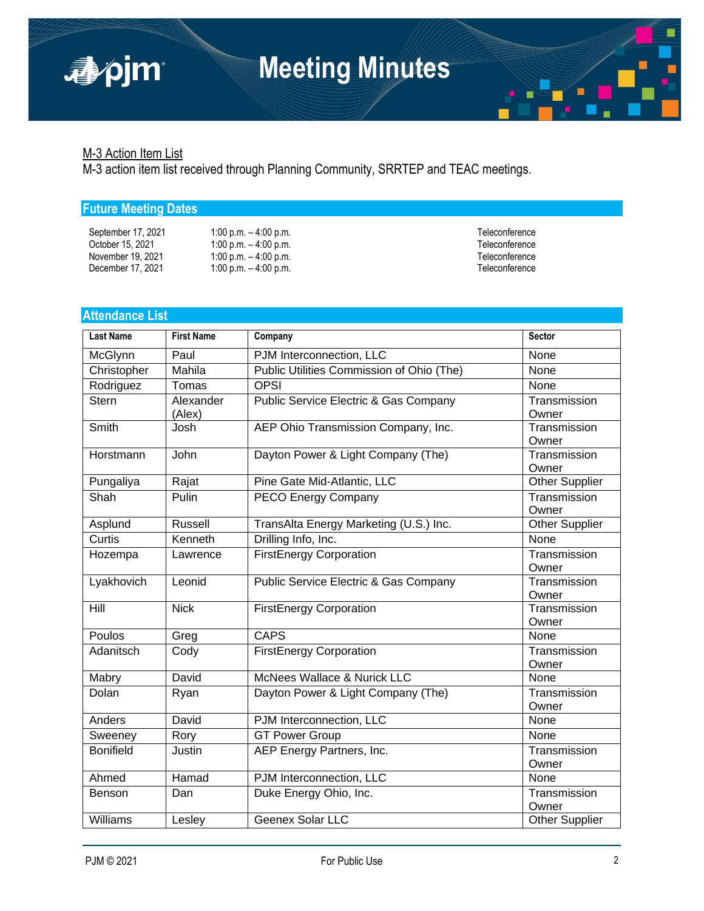<u>M-3 Action Item List</u>

M-3 action item list received through Planning Community, SRRTEP and TEAC meetings.

## Future Meeting Dates

| | | |
|---|---|---|
| September 17, 2021 | 1:00 p.m. – 4:00 p.m. | Teleconference |
| October 15, 2021 | 1:00 p.m. – 4:00 p.m. | Teleconference |
| November 19, 2021 | 1:00 p.m. – 4:00 p.m. | Teleconference |
| December 17, 2021 | 1:00 p.m. – 4:00 p.m. | Teleconference |

## Attendance List

| Last Name | First Name | Company | Sector |
|---|---|---|---|
| McGlynn | Paul | PJM Interconnection, LLC | None |
| Christopher | Mahila | Public Utilities Commission of Ohio (The) | None |
| Rodriguez | Tomas | OPSI | None |
| Stern | Alexander (Alex) | Public Service Electric & Gas Company | Transmission Owner |
| Smith | Josh | AEP Ohio Transmission Company, Inc. | Transmission Owner |
| Horstmann | John | Dayton Power & Light Company (The) | Transmission Owner |
| Pungaliya | Rajat | Pine Gate Mid-Atlantic, LLC | Other Supplier |
| Shah | Pulin | PECO Energy Company | Transmission Owner |
| Asplund | Russell | TransAlta Energy Marketing (U.S.) Inc. | Other Supplier |
| Curtis | Kenneth | Drilling Info, Inc. | None |
| Hozempa | Lawrence | FirstEnergy Corporation | Transmission Owner |
| Lyakhovich | Leonid | Public Service Electric & Gas Company | Transmission Owner |
| Hill | Nick | FirstEnergy Corporation | Transmission Owner |
| Poulos | Greg | CAPS | None |
| Adanitsch | Cody | FirstEnergy Corporation | Transmission Owner |
| Mabry | David | McNees Wallace & Nurick LLC | None |
| Dolan | Ryan | Dayton Power & Light Company (The) | Transmission Owner |
| Anders | David | PJM Interconnection, LLC | None |
| Sweeney | Rory | GT Power Group | None |
| Bonifield | Justin | AEP Energy Partners, Inc. | Transmission Owner |
| Ahmed | Hamad | PJM Interconnection, LLC | None |
| Benson | Dan | Duke Energy Ohio, Inc. | Transmission Owner |
| Williams | Lesley | Geenex Solar LLC | Other Supplier |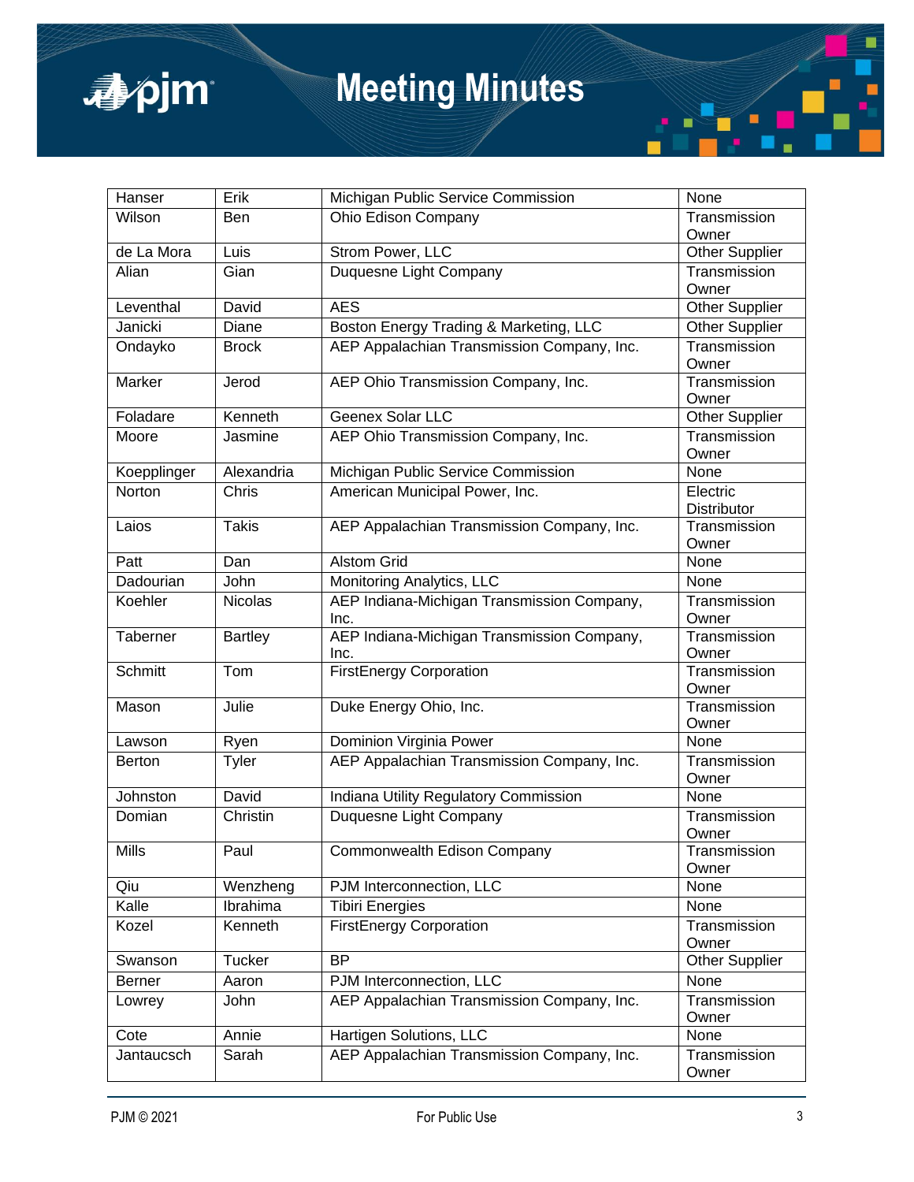| Hanser | Erik | Michigan Public Service Commission | None |
|---|---|---|---|
| Wilson | Ben | Ohio Edison Company | Transmission Owner |
| de La Mora | Luis | Strom Power, LLC | Other Supplier |
| Alian | Gian | Duquesne Light Company | Transmission Owner |
| Leventhal | David | AES | Other Supplier |
| Janicki | Diane | Boston Energy Trading & Marketing, LLC | Other Supplier |
| Ondayko | Brock | AEP Appalachian Transmission Company, Inc. | Transmission Owner |
| Marker | Jerod | AEP Ohio Transmission Company, Inc. | Transmission Owner |
| Foladare | Kenneth | Geenex Solar LLC | Other Supplier |
| Moore | Jasmine | AEP Ohio Transmission Company, Inc. | Transmission Owner |
| Koepplinger | Alexandria | Michigan Public Service Commission | None |
| Norton | Chris | American Municipal Power, Inc. | Electric Distributor |
| Laios | Takis | AEP Appalachian Transmission Company, Inc. | Transmission Owner |
| Patt | Dan | Alstom Grid | None |
| Dadourian | John | Monitoring Analytics, LLC | None |
| Koehler | Nicolas | AEP Indiana-Michigan Transmission Company, Inc. | Transmission Owner |
| Taberner | Bartley | AEP Indiana-Michigan Transmission Company, Inc. | Transmission Owner |
| Schmitt | Tom | FirstEnergy Corporation | Transmission Owner |
| Mason | Julie | Duke Energy Ohio, Inc. | Transmission Owner |
| Lawson | Ryen | Dominion Virginia Power | None |
| Berton | Tyler | AEP Appalachian Transmission Company, Inc. | Transmission Owner |
| Johnston | David | Indiana Utility Regulatory Commission | None |
| Domian | Christin | Duquesne Light Company | Transmission Owner |
| Mills | Paul | Commonwealth Edison Company | Transmission Owner |
| Qiu | Wenzheng | PJM Interconnection, LLC | None |
| Kalle | Ibrahima | Tibiri Energies | None |
| Kozel | Kenneth | FirstEnergy Corporation | Transmission Owner |
| Swanson | Tucker | BP | Other Supplier |
| Berner | Aaron | PJM Interconnection, LLC | None |
| Lowrey | John | AEP Appalachian Transmission Company, Inc. | Transmission Owner |
| Cote | Annie | Hartigen Solutions, LLC | None |
| Jantaucsch | Sarah | AEP Appalachian Transmission Company, Inc. | Transmission Owner |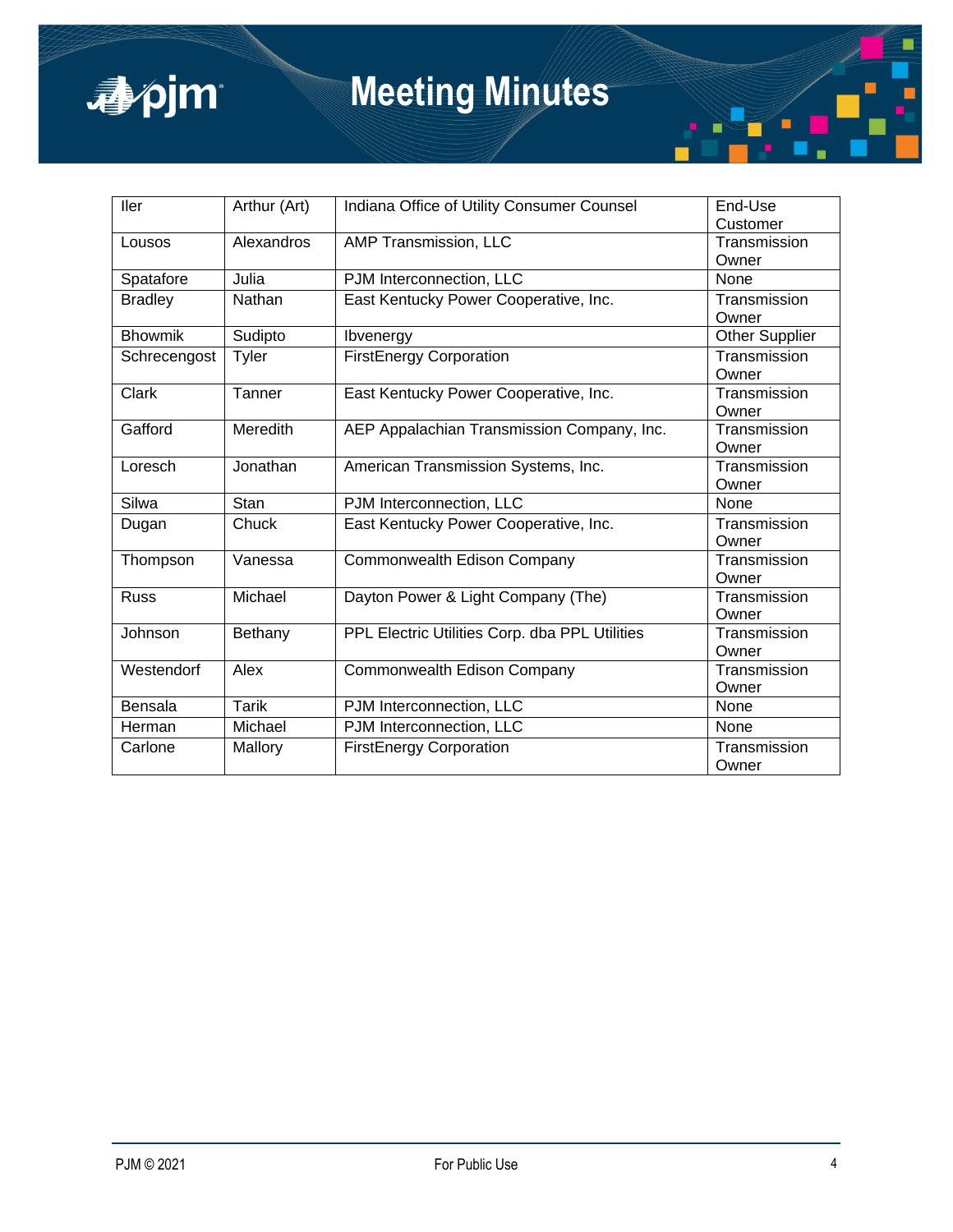| | | | |
|---|---|---|---|
| Iler | Arthur (Art) | Indiana Office of Utility Consumer Counsel | End-Use Customer |
| Lousos | Alexandros | AMP Transmission, LLC | Transmission Owner |
| Spatafore | Julia | PJM Interconnection, LLC | None |
| Bradley | Nathan | East Kentucky Power Cooperative, Inc. | Transmission Owner |
| Bhowmik | Sudipto | Ibvenergy | Other Supplier |
| Schrecengost | Tyler | FirstEnergy Corporation | Transmission Owner |
| Clark | Tanner | East Kentucky Power Cooperative, Inc. | Transmission Owner |
| Gafford | Meredith | AEP Appalachian Transmission Company, Inc. | Transmission Owner |
| Loresch | Jonathan | American Transmission Systems, Inc. | Transmission Owner |
| Silwa | Stan | PJM Interconnection, LLC | None |
| Dugan | Chuck | East Kentucky Power Cooperative, Inc. | Transmission Owner |
| Thompson | Vanessa | Commonwealth Edison Company | Transmission Owner |
| Russ | Michael | Dayton Power & Light Company (The) | Transmission Owner |
| Johnson | Bethany | PPL Electric Utilities Corp. dba PPL Utilities | Transmission Owner |
| Westendorf | Alex | Commonwealth Edison Company | Transmission Owner |
| Bensala | Tarik | PJM Interconnection, LLC | None |
| Herman | Michael | PJM Interconnection, LLC | None |
| Carlone | Mallory | FirstEnergy Corporation | Transmission Owner |